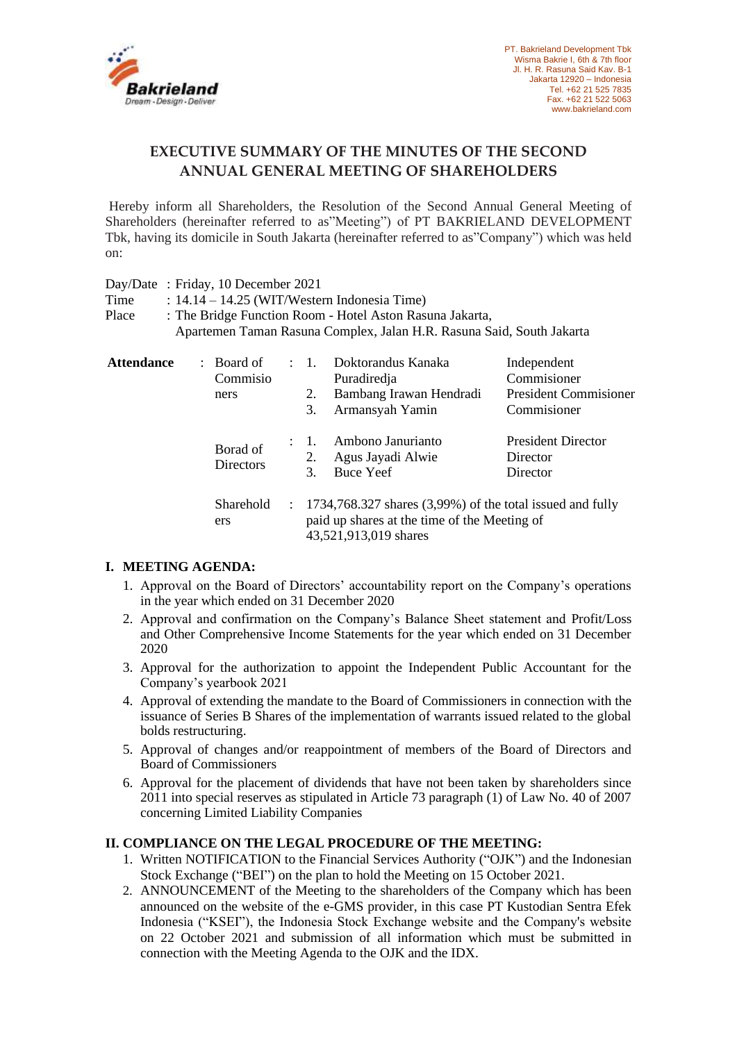PT. Bakrieland Development Tbk
Wisma Bakrie I, 6th & 7th floor
Jl. H. R. Rasuna Said Kav. B-1
Jakarta 12920 – Indonesia
Tel. +62 21 525 7835
Fax. +62 21 522 5063
www.bakrieland.com

# EXECUTIVE SUMMARY OF THE MINUTES OF THE SECOND ANNUAL GENERAL MEETING OF SHAREHOLDERS

Hereby inform all Shareholders, the Resolution of the Second Annual General Meeting of Shareholders (hereinafter referred to as"Meeting") of PT BAKRIELAND DEVELOPMENT Tbk, having its domicile in South Jakarta (hereinafter referred to as"Company") which was held on:

Day/Date : Friday, 10 December 2021
Time : 14.14 – 14.25 (WIT/Western Indonesia Time)
Place : The Bridge Function Room - Hotel Aston Rasuna Jakarta, Apartemen Taman Rasuna Complex, Jalan H.R. Rasuna Said, South Jakarta

| **Attendance** | | | |
|---|---|---|---|
| Board of Commisioners | 1. | Doktorandus Kanaka Puradiredja | Independent Commisioner |
| | 2. | Bambang Irawan Hendradi | President Commisioner |
| | 3. | Armansyah Yamin | Commisioner |
| Borad of Directors | 1. | Ambono Janurianto | President Director |
| | 2. | Agus Jayadi Alwie | Director |
| | 3. | Buce Yeef | Director |
| Shareholders | 1734,768.327 shares (3,99%) of the total issued and fully paid up shares at the time of the Meeting of 43,521,913,019 shares | | |

## I. MEETING AGENDA:

1. Approval on the Board of Directors' accountability report on the Company's operations in the year which ended on 31 December 2020
2. Approval and confirmation on the Company's Balance Sheet statement and Profit/Loss and Other Comprehensive Income Statements for the year which ended on 31 December 2020
3. Approval for the authorization to appoint the Independent Public Accountant for the Company's yearbook 2021
4. Approval of extending the mandate to the Board of Commissioners in connection with the issuance of Series B Shares of the implementation of warrants issued related to the global bolds restructuring.
5. Approval of changes and/or reappointment of members of the Board of Directors and Board of Commissioners
6. Approval for the placement of dividends that have not been taken by shareholders since 2011 into special reserves as stipulated in Article 73 paragraph (1) of Law No. 40 of 2007 concerning Limited Liability Companies

## II. COMPLIANCE ON THE LEGAL PROCEDURE OF THE MEETING:

1. Written NOTIFICATION to the Financial Services Authority ("OJK") and the Indonesian Stock Exchange ("BEI") on the plan to hold the Meeting on 15 October 2021.
2. ANNOUNCEMENT of the Meeting to the shareholders of the Company which has been announced on the website of the e-GMS provider, in this case PT Kustodian Sentra Efek Indonesia ("KSEI"), the Indonesia Stock Exchange website and the Company's website on 22 October 2021 and submission of all information which must be submitted in connection with the Meeting Agenda to the OJK and the IDX.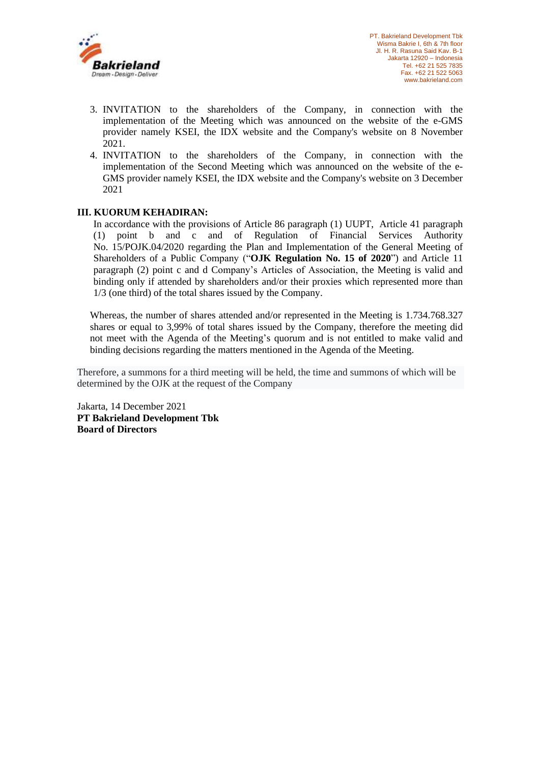3. INVITATION to the shareholders of the Company, in connection with the implementation of the Meeting which was announced on the website of the e-GMS provider namely KSEI, the IDX website and the Company's website on 8 November 2021.
4. INVITATION to the shareholders of the Company, in connection with the implementation of the Second Meeting which was announced on the website of the e-GMS provider namely KSEI, the IDX website and the Company's website on 3 December 2021

**III. KUORUM KEHADIRAN:**

In accordance with the provisions of Article 86 paragraph (1) UUPT, Article 41 paragraph (1) point b and c and of Regulation of Financial Services Authority No. 15/POJK.04/2020 regarding the Plan and Implementation of the General Meeting of Shareholders of a Public Company ("**OJK Regulation No. 15 of 2020**") and Article 11 paragraph (2) point c and d Company's Articles of Association, the Meeting is valid and binding only if attended by shareholders and/or their proxies which represented more than 1/3 (one third) of the total shares issued by the Company.

Whereas, the number of shares attended and/or represented in the Meeting is 1.734.768.327 shares or equal to 3,99% of total shares issued by the Company, therefore the meeting did not meet with the Agenda of the Meeting's quorum and is not entitled to make valid and binding decisions regarding the matters mentioned in the Agenda of the Meeting.

Therefore, a summons for a third meeting will be held, the time and summons of which will be determined by the OJK at the request of the Company

Jakarta, 14 December 2021
**PT Bakrieland Development Tbk**
**Board of Directors**